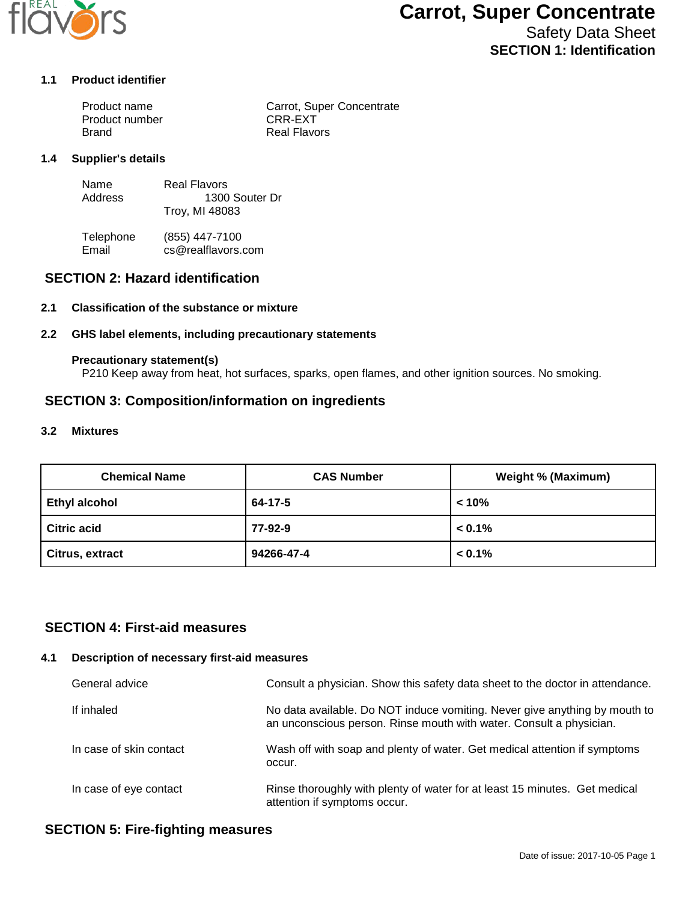# Carrot, Super Concentrate

Safety Data Sheet

## SECTION 1: Identification

### 1.1 Product identifier

| | |
|---|---|
| Product name | Carrot, Super Concentrate |
| Product number | CRR-EXT |
| Brand | Real Flavors |

### 1.4 Supplier's details

| | |
|---|---|
| Name | Real Flavors |
| Address | 1300 Souter Dr<br>Troy, MI 48083 |
| Telephone | (855) 447-7100 |
| Email | cs@realflavors.com |

## SECTION 2: Hazard identification

### 2.1 Classification of the substance or mixture

### 2.2 GHS label elements, including precautionary statements

**Precautionary statement(s)**

P210 Keep away from heat, hot surfaces, sparks, open flames, and other ignition sources. No smoking.

## SECTION 3: Composition/information on ingredients

### 3.2 Mixtures

| Chemical Name | CAS Number | Weight % (Maximum) |
|---|---|---|
| **Ethyl alcohol** | **64-17-5** | **< 10%** |
| **Citric acid** | **77-92-9** | **< 0.1%** |
| **Citrus, extract** | **94266-47-4** | **< 0.1%** |

## SECTION 4: First-aid measures

### 4.1 Description of necessary first-aid measures

| | |
|---|---|
| General advice | Consult a physician. Show this safety data sheet to the doctor in attendance. |
| If inhaled | No data available. Do NOT induce vomiting. Never give anything by mouth to an unconscious person. Rinse mouth with water. Consult a physician. |
| In case of skin contact | Wash off with soap and plenty of water. Get medical attention if symptoms occur. |
| In case of eye contact | Rinse thoroughly with plenty of water for at least 15 minutes. Get medical attention if symptoms occur. |

## SECTION 5: Fire-fighting measures

Date of issue: 2017-10-05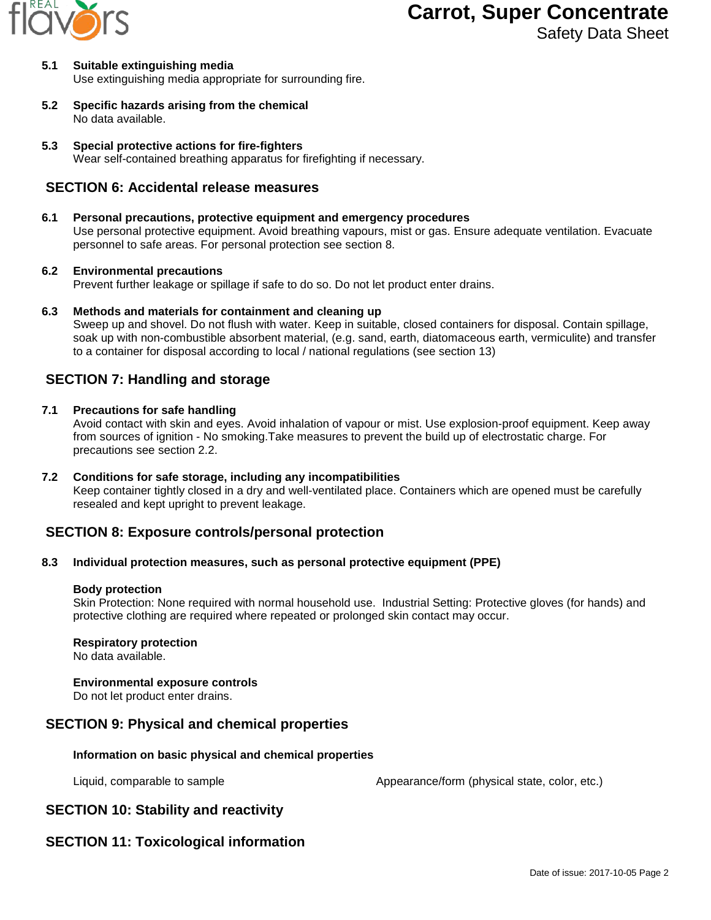**5.1 Suitable extinguishing media**

Use extinguishing media appropriate for surrounding fire.

**5.2 Specific hazards arising from the chemical**

No data available.

**5.3 Special protective actions for fire-fighters**

Wear self-contained breathing apparatus for firefighting if necessary.

## SECTION 6: Accidental release measures

**6.1 Personal precautions, protective equipment and emergency procedures**

Use personal protective equipment. Avoid breathing vapours, mist or gas. Ensure adequate ventilation. Evacuate personnel to safe areas. For personal protection see section 8.

**6.2 Environmental precautions**

Prevent further leakage or spillage if safe to do so. Do not let product enter drains.

**6.3 Methods and materials for containment and cleaning up**

Sweep up and shovel. Do not flush with water. Keep in suitable, closed containers for disposal. Contain spillage, soak up with non-combustible absorbent material, (e.g. sand, earth, diatomaceous earth, vermiculite) and transfer to a container for disposal according to local / national regulations (see section 13)

## SECTION 7: Handling and storage

**7.1 Precautions for safe handling**

Avoid contact with skin and eyes. Avoid inhalation of vapour or mist. Use explosion-proof equipment. Keep away from sources of ignition - No smoking.Take measures to prevent the build up of electrostatic charge. For precautions see section 2.2.

**7.2 Conditions for safe storage, including any incompatibilities**

Keep container tightly closed in a dry and well-ventilated place. Containers which are opened must be carefully resealed and kept upright to prevent leakage.

## SECTION 8: Exposure controls/personal protection

**8.3 Individual protection measures, such as personal protective equipment (PPE)**

**Body protection**

Skin Protection: None required with normal household use. Industrial Setting: Protective gloves (for hands) and protective clothing are required where repeated or prolonged skin contact may occur.

**Respiratory protection**

No data available.

**Environmental exposure controls**

Do not let product enter drains.

## SECTION 9: Physical and chemical properties

**Information on basic physical and chemical properties**

| | |
|---|---|
| Liquid, comparable to sample | Appearance/form (physical state, color, etc.) |

## SECTION 10: Stability and reactivity

## SECTION 11: Toxicological information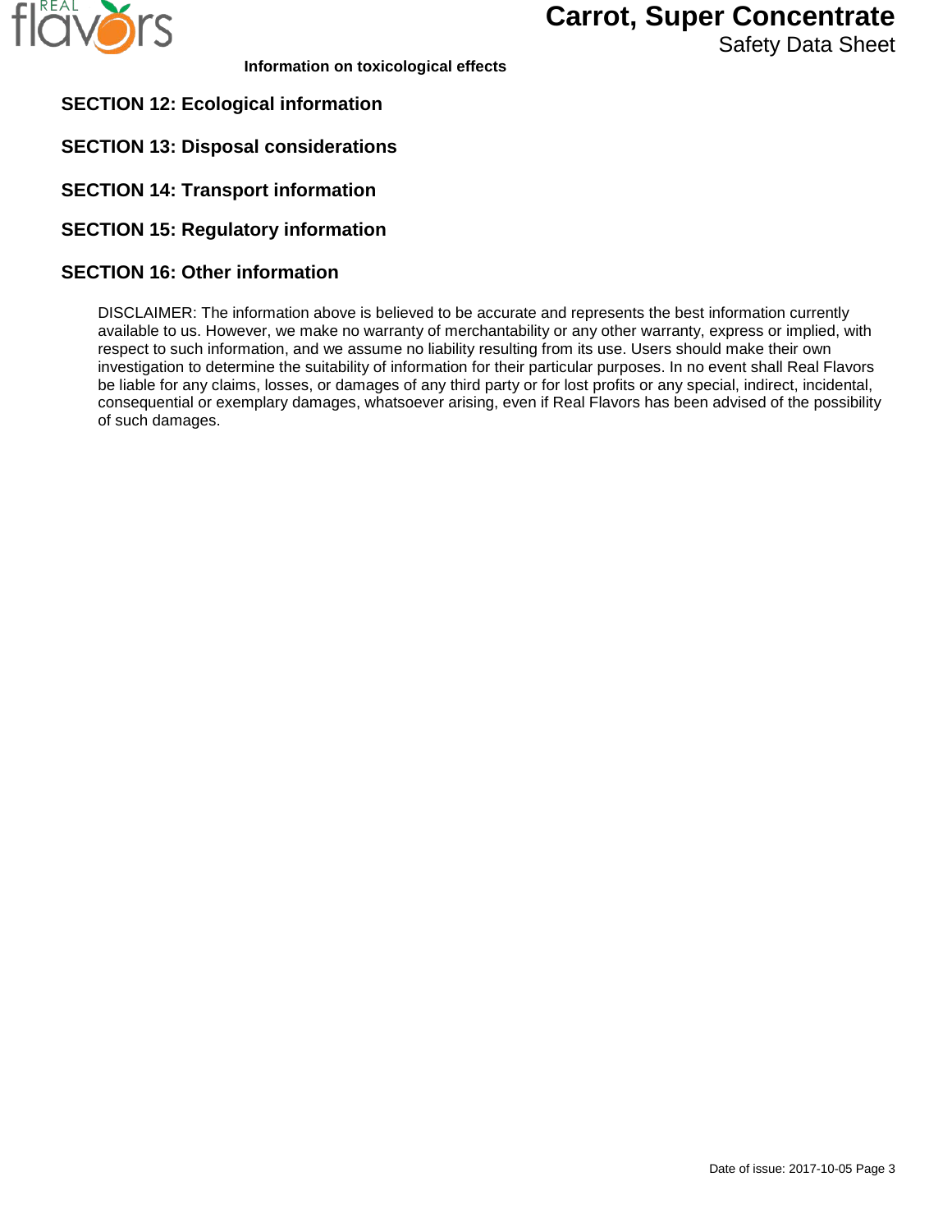**Information on toxicological effects**

## SECTION 12: Ecological information

## SECTION 13: Disposal considerations

## SECTION 14: Transport information

## SECTION 15: Regulatory information

## SECTION 16: Other information

DISCLAIMER: The information above is believed to be accurate and represents the best information currently available to us. However, we make no warranty of merchantability or any other warranty, express or implied, with respect to such information, and we assume no liability resulting from its use. Users should make their own investigation to determine the suitability of information for their particular purposes. In no event shall Real Flavors be liable for any claims, losses, or damages of any third party or for lost profits or any special, indirect, incidental, consequential or exemplary damages, whatsoever arising, even if Real Flavors has been advised of the possibility of such damages.